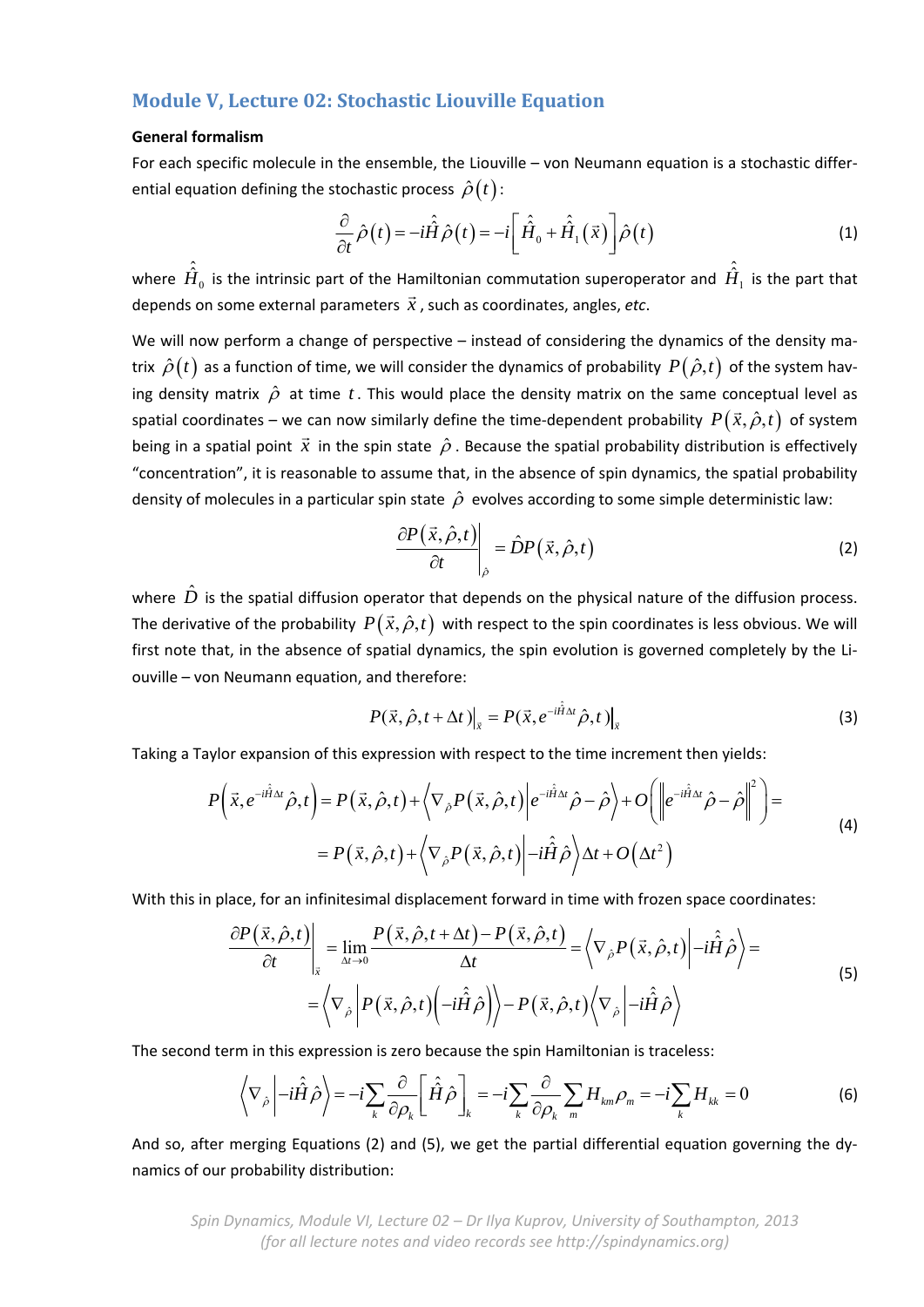## Module V, Lecture 02: Stochastic Liouville Equation

**General formalism**

For each specific molecule in the ensemble, the Liouville – von Neumann equation is a stochastic differential equation defining the stochastic process $\hat{\rho}(t)$:

$$\frac{\partial}{\partial t}\hat{\rho}(t) = -i\hat{\hat{H}}\hat{\rho}(t) = -i\left[\hat{\hat{H}}_0 + \hat{\hat{H}}_1(\vec{x})\right]\hat{\rho}(t) \tag{1}$$

where $\hat{\hat{H}}_0$ is the intrinsic part of the Hamiltonian commutation superoperator and $\hat{\hat{H}}_1$ is the part that depends on some external parameters $\vec{x}$, such as coordinates, angles, *etc*.

We will now perform a change of perspective – instead of considering the dynamics of the density matrix $\hat{\rho}(t)$ as a function of time, we will consider the dynamics of probability $P(\hat{\rho},t)$ of the system having density matrix $\hat{\rho}$ at time $t$. This would place the density matrix on the same conceptual level as spatial coordinates – we can now similarly define the time-dependent probability $P(\vec{x},\hat{\rho},t)$ of system being in a spatial point $\vec{x}$ in the spin state $\hat{\rho}$. Because the spatial probability distribution is effectively "concentration", it is reasonable to assume that, in the absence of spin dynamics, the spatial probability density of molecules in a particular spin state $\hat{\rho}$ evolves according to some simple deterministic law:

$$\left.\frac{\partial P(\vec{x},\hat{\rho},t)}{\partial t}\right|_{\hat{\rho}} = \hat{D}P(\vec{x},\hat{\rho},t) \tag{2}$$

where $\hat{D}$ is the spatial diffusion operator that depends on the physical nature of the diffusion process. The derivative of the probability $P(\vec{x},\hat{\rho},t)$ with respect to the spin coordinates is less obvious. We will first note that, in the absence of spatial dynamics, the spin evolution is governed completely by the Liouville – von Neumann equation, and therefore:

$$P(\vec{x},\hat{\rho},t+\Delta t)\big|_{\vec{x}} = P(\vec{x},e^{-i\hat{\hat{H}}\Delta t}\hat{\rho},t)\big|_{\vec{x}} \tag{3}$$

Taking a Taylor expansion of this expression with respect to the time increment then yields:

$$\begin{aligned} P\left(\vec{x},e^{-i\hat{\hat{H}}\Delta t}\hat{\rho},t\right) &= P(\vec{x},\hat{\rho},t) + \left\langle \nabla_{\hat{\rho}}P(\vec{x},\hat{\rho},t)\middle| e^{-i\hat{\hat{H}}\Delta t}\hat{\rho}-\hat{\rho}\right\rangle + O\left(\left\| e^{-i\hat{\hat{H}}\Delta t}\hat{\rho}-\hat{\rho}\right\|^2\right) = \\ &= P(\vec{x},\hat{\rho},t) + \left\langle \nabla_{\hat{\rho}}P(\vec{x},\hat{\rho},t)\middle| -i\hat{\hat{H}}\hat{\rho}\right\rangle\Delta t + O(\Delta t^2) \end{aligned} \tag{4}$$

With this in place, for an infinitesimal displacement forward in time with frozen space coordinates:

$$\begin{aligned} \left.\frac{\partial P(\vec{x},\hat{\rho},t)}{\partial t}\right|_{\vec{x}} &= \lim_{\Delta t\to 0}\frac{P(\vec{x},\hat{\rho},t+\Delta t)-P(\vec{x},\hat{\rho},t)}{\Delta t} = \left\langle \nabla_{\hat{\rho}}P(\vec{x},\hat{\rho},t)\middle| -i\hat{\hat{H}}\hat{\rho}\right\rangle = \\ &= \left\langle \nabla_{\hat{\rho}}\middle| P(\vec{x},\hat{\rho},t)\left(-i\hat{\hat{H}}\hat{\rho}\right)\right\rangle - P(\vec{x},\hat{\rho},t)\left\langle \nabla_{\hat{\rho}}\middle| -i\hat{\hat{H}}\hat{\rho}\right\rangle \end{aligned} \tag{5}$$

The second term in this expression is zero because the spin Hamiltonian is traceless:

$$\left\langle \nabla_{\hat{\rho}}\middle| -i\hat{\hat{H}}\hat{\rho}\right\rangle = -i\sum_k \frac{\partial}{\partial\rho_k}\left[\hat{\hat{H}}\hat{\rho}\right]_k = -i\sum_k\frac{\partial}{\partial\rho_k}\sum_m H_{km}\rho_m = -i\sum_k H_{kk} = 0 \tag{6}$$

And so, after merging Equations (2) and (5), we get the partial differential equation governing the dynamics of our probability distribution: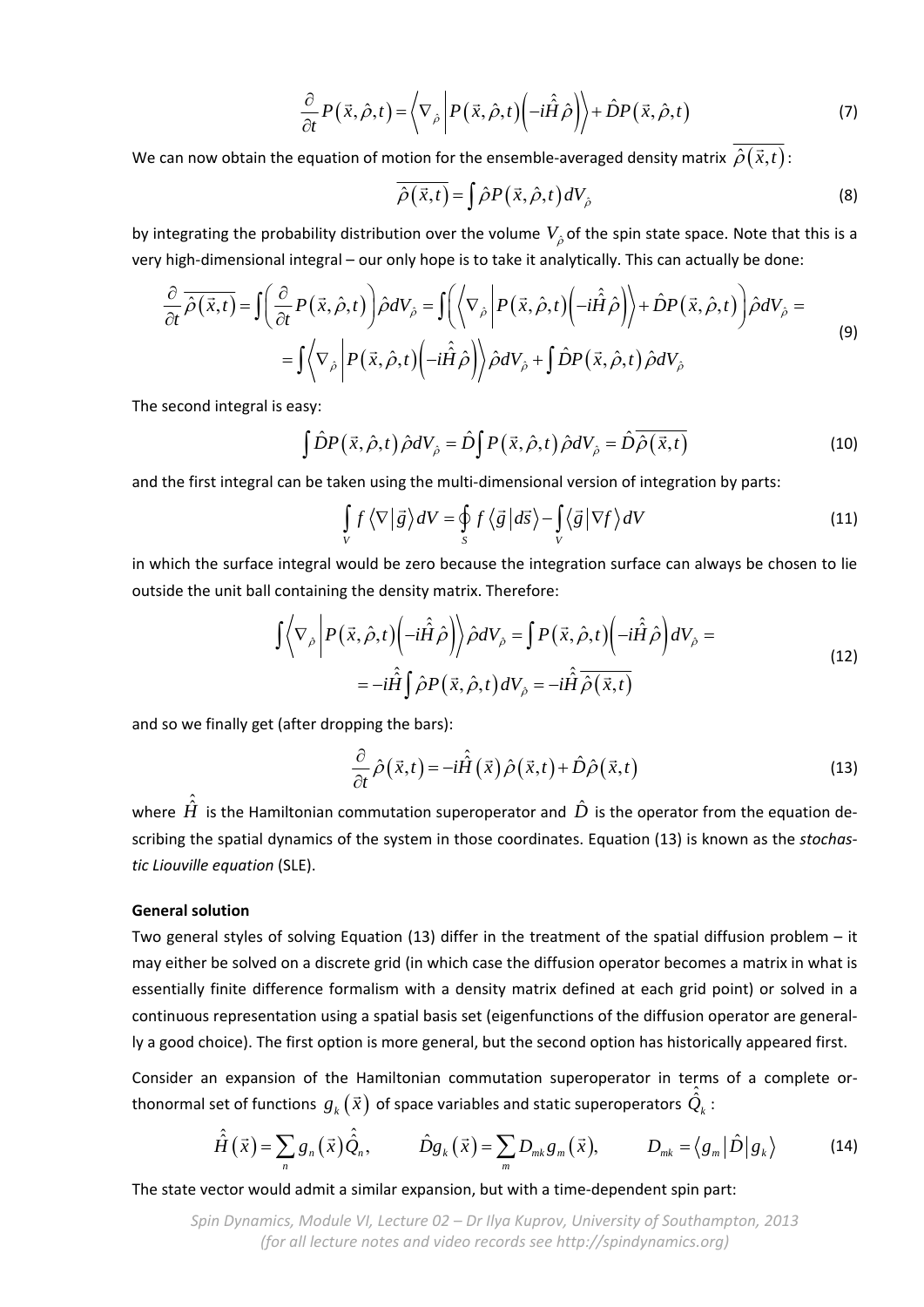$$\frac{\partial}{\partial t}P\left(\vec{x},\hat{\rho},t\right)=\left\langle\nabla_{\hat{\rho}}\middle|P\left(\vec{x},\hat{\rho},t\right)\left(-i\hat{\hat{H}}\hat{\rho}\right)\right\rangle+\hat{D}P\left(\vec{x},\hat{\rho},t\right) \tag{7}$$

We can now obtain the equation of motion for the ensemble-averaged density matrix $\overline{\hat{\rho}\left(\vec{x},t\right)}$:

$$\overline{\hat{\rho}\left(\vec{x},t\right)}=\int\hat{\rho}P\left(\vec{x},\hat{\rho},t\right)dV_{\hat{\rho}} \tag{8}$$

by integrating the probability distribution over the volume $V_{\hat{\rho}}$ of the spin state space. Note that this is a very high-dimensional integral – our only hope is to take it analytically. This can actually be done:

$$\begin{aligned}\frac{\partial}{\partial t}\overline{\hat{\rho}\left(\vec{x},t\right)}&=\int\left(\frac{\partial}{\partial t}P\left(\vec{x},\hat{\rho},t\right)\right)\hat{\rho}dV_{\hat{\rho}}=\int\left(\left\langle\nabla_{\hat{\rho}}\middle|P\left(\vec{x},\hat{\rho},t\right)\left(-i\hat{\hat{H}}\hat{\rho}\right)\right\rangle+\hat{D}P\left(\vec{x},\hat{\rho},t\right)\right)\hat{\rho}dV_{\hat{\rho}}=\\&=\int\left\langle\nabla_{\hat{\rho}}\middle|P\left(\vec{x},\hat{\rho},t\right)\left(-i\hat{\hat{H}}\hat{\rho}\right)\right\rangle\hat{\rho}dV_{\hat{\rho}}+\int\hat{D}P\left(\vec{x},\hat{\rho},t\right)\hat{\rho}dV_{\hat{\rho}}\end{aligned} \tag{9}$$

The second integral is easy:

$$\int\hat{D}P\left(\vec{x},\hat{\rho},t\right)\hat{\rho}dV_{\hat{\rho}}=\hat{D}\int P\left(\vec{x},\hat{\rho},t\right)\hat{\rho}dV_{\hat{\rho}}=\hat{D}\overline{\hat{\rho}\left(\vec{x},t\right)} \tag{10}$$

and the first integral can be taken using the multi-dimensional version of integration by parts:

$$\int_V f\left\langle\nabla\middle|\vec{g}\right\rangle dV=\oint_S f\left\langle\vec{g}\middle|d\vec{s}\right\rangle-\int_V\left\langle\vec{g}\middle|\nabla f\right\rangle dV \tag{11}$$

in which the surface integral would be zero because the integration surface can always be chosen to lie outside the unit ball containing the density matrix. Therefore:

$$\begin{aligned}\int\left\langle\nabla_{\hat{\rho}}\middle|P\left(\vec{x},\hat{\rho},t\right)\left(-i\hat{\hat{H}}\hat{\rho}\right)\right\rangle\hat{\rho}dV_{\hat{\rho}}&=\int P\left(\vec{x},\hat{\rho},t\right)\left(-i\hat{\hat{H}}\hat{\rho}\right)dV_{\hat{\rho}}=\\&=-i\hat{\hat{H}}\int\hat{\rho}P\left(\vec{x},\hat{\rho},t\right)dV_{\hat{\rho}}=-i\hat{\hat{H}}\overline{\hat{\rho}\left(\vec{x},t\right)}\end{aligned} \tag{12}$$

and so we finally get (after dropping the bars):

$$\frac{\partial}{\partial t}\hat{\rho}\left(\vec{x},t\right)=-i\hat{\hat{H}}\left(\vec{x}\right)\hat{\rho}\left(\vec{x},t\right)+\hat{D}\hat{\rho}\left(\vec{x},t\right) \tag{13}$$

where $\hat{\hat{H}}$ is the Hamiltonian commutation superoperator and $\hat{D}$ is the operator from the equation describing the spatial dynamics of the system in those coordinates. Equation (13) is known as the *stochastic Liouville equation* (SLE).

**General solution**

Two general styles of solving Equation (13) differ in the treatment of the spatial diffusion problem – it may either be solved on a discrete grid (in which case the diffusion operator becomes a matrix in what is essentially finite difference formalism with a density matrix defined at each grid point) or solved in a continuous representation using a spatial basis set (eigenfunctions of the diffusion operator are generally a good choice). The first option is more general, but the second option has historically appeared first.

Consider an expansion of the Hamiltonian commutation superoperator in terms of a complete orthonormal set of functions $g_k\left(\vec{x}\right)$ of space variables and static superoperators $\hat{\hat{Q}}_k$:

$$\hat{\hat{H}}\left(\vec{x}\right)=\sum_n g_n\left(\vec{x}\right)\hat{\hat{Q}}_n,\qquad\hat{D}g_k\left(\vec{x}\right)=\sum_m D_{mk}g_m\left(\vec{x}\right),\qquad D_{mk}=\left\langle g_m\middle|\hat{D}\middle|g_k\right\rangle \tag{14}$$

The state vector would admit a similar expansion, but with a time-dependent spin part: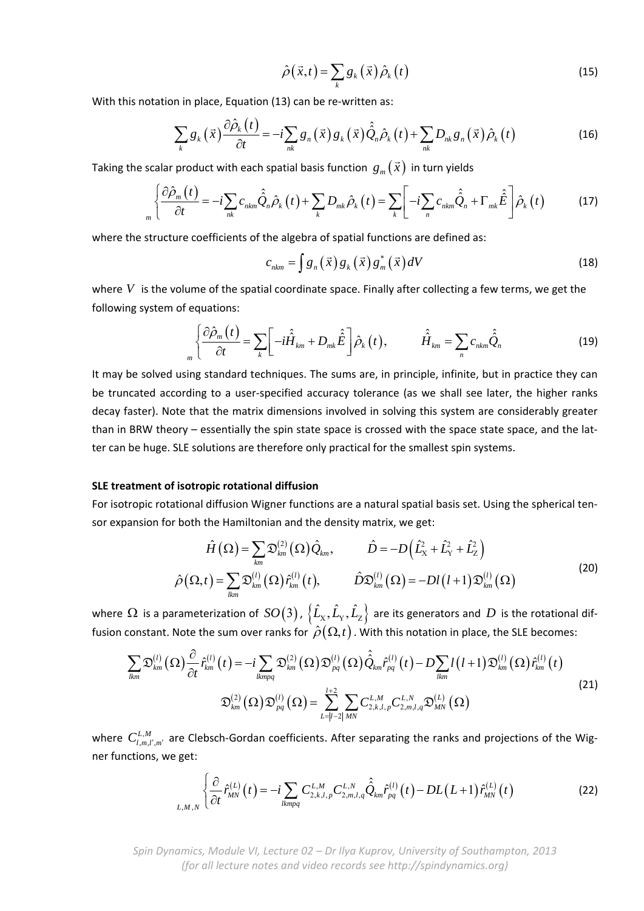$$\hat{\rho}(\vec{x},t) = \sum_k g_k(\vec{x})\hat{\rho}_k(t) \tag{15}$$

With this notation in place, Equation (13) can be re-written as:

$$\sum_k g_k(\vec{x})\frac{\partial \hat{\rho}_k(t)}{\partial t} = -i\sum_{nk} g_n(\vec{x})g_k(\vec{x})\hat{\hat{Q}}_n\hat{\rho}_k(t) + \sum_{nk} D_{nk}g_n(\vec{x})\hat{\rho}_k(t) \tag{16}$$

Taking the scalar product with each spatial basis function $g_m(\vec{x})$ in turn yields

$$\left\{ \frac{\partial \hat{\rho}_m(t)}{\partial t} = -i\sum_{nk} c_{nkm}\hat{\hat{Q}}_n\hat{\rho}_k(t) + \sum_k D_{mk}\hat{\rho}_k(t) = \sum_k \left[ -i\sum_n c_{nkm}\hat{\hat{Q}}_n + \Gamma_{mk}\hat{\hat{E}} \right]\hat{\rho}_k(t) \right._m \tag{17}$$

where the structure coefficients of the algebra of spatial functions are defined as:

$$c_{nkm} = \int g_n(\vec{x})g_k(\vec{x})g_m^*(\vec{x})dV \tag{18}$$

where $V$ is the volume of the spatial coordinate space. Finally after collecting a few terms, we get the following system of equations:

$$\left\{ \frac{\partial \hat{\rho}_m(t)}{\partial t} = \sum_k \left[ -i\hat{\hat{H}}_{km} + D_{mk}\hat{\hat{E}} \right]\hat{\rho}_k(t), \right._m \qquad \hat{\hat{H}}_{km} = \sum_n c_{nkm}\hat{\hat{Q}}_n \tag{19}$$

It may be solved using standard techniques. The sums are, in principle, infinite, but in practice they can be truncated according to a user-specified accuracy tolerance (as we shall see later, the higher ranks decay faster). Note that the matrix dimensions involved in solving this system are considerably greater than in BRW theory – essentially the spin state space is crossed with the space state space, and the latter can be huge. SLE solutions are therefore only practical for the smallest spin systems.

**SLE treatment of isotropic rotational diffusion**

For isotropic rotational diffusion Wigner functions are a natural spatial basis set. Using the spherical tensor expansion for both the Hamiltonian and the density matrix, we get:

$$\begin{gathered} \hat{H}(\Omega) = \sum_{km} \mathfrak{D}_{km}^{(2)}(\Omega)\hat{Q}_{km}, \qquad \hat{D} = -D\left(\hat{L}_X^2 + \hat{L}_Y^2 + \hat{L}_Z^2\right) \\ \hat{\rho}(\Omega,t) = \sum_{lkm} \mathfrak{D}_{km}^{(l)}(\Omega)\hat{r}_{km}^{(l)}(t), \qquad \hat{D}\mathfrak{D}_{km}^{(l)}(\Omega) = -Dl(l+1)\mathfrak{D}_{km}^{(l)}(\Omega) \end{gathered} \tag{20}$$

where $\Omega$ is a parameterization of $SO(3)$, $\{\hat{L}_X, \hat{L}_Y, \hat{L}_Z\}$ are its generators and $D$ is the rotational diffusion constant. Note the sum over ranks for $\hat{\rho}(\Omega,t)$. With this notation in place, the SLE becomes:

$$\begin{gathered} \sum_{lkm} \mathfrak{D}_{km}^{(l)}(\Omega)\frac{\partial}{\partial t}\hat{r}_{km}^{(l)}(t) = -i\sum_{lkmpq} \mathfrak{D}_{km}^{(2)}(\Omega)\mathfrak{D}_{pq}^{(l)}(\Omega)\hat{\hat{Q}}_{km}\hat{r}_{pq}^{(l)}(t) - D\sum_{lkm} l(l+1)\mathfrak{D}_{km}^{(l)}(\Omega)\hat{r}_{km}^{(l)}(t) \\ \mathfrak{D}_{km}^{(2)}(\Omega)\mathfrak{D}_{pq}^{(l)}(\Omega) = \sum_{L=|l-2|}^{l+2}\sum_{MN} C_{2,k,l,p}^{L,M}C_{2,m,l,q}^{L,N}\mathfrak{D}_{MN}^{(L)}(\Omega) \end{gathered} \tag{21}$$

where $C_{l,m,l',m'}^{L,M}$ are Clebsch-Gordan coefficients. After separating the ranks and projections of the Wigner functions, we get:

$$\left\{ \frac{\partial}{\partial t}\hat{r}_{MN}^{(L)}(t) = -i\sum_{lkmpq} C_{2,k,l,p}^{L,M}C_{2,m,l,q}^{L,N}\hat{\hat{Q}}_{km}\hat{r}_{pq}^{(l)}(t) - DL(L+1)\hat{r}_{MN}^{(L)}(t) \right._{L,M,N} \tag{22}$$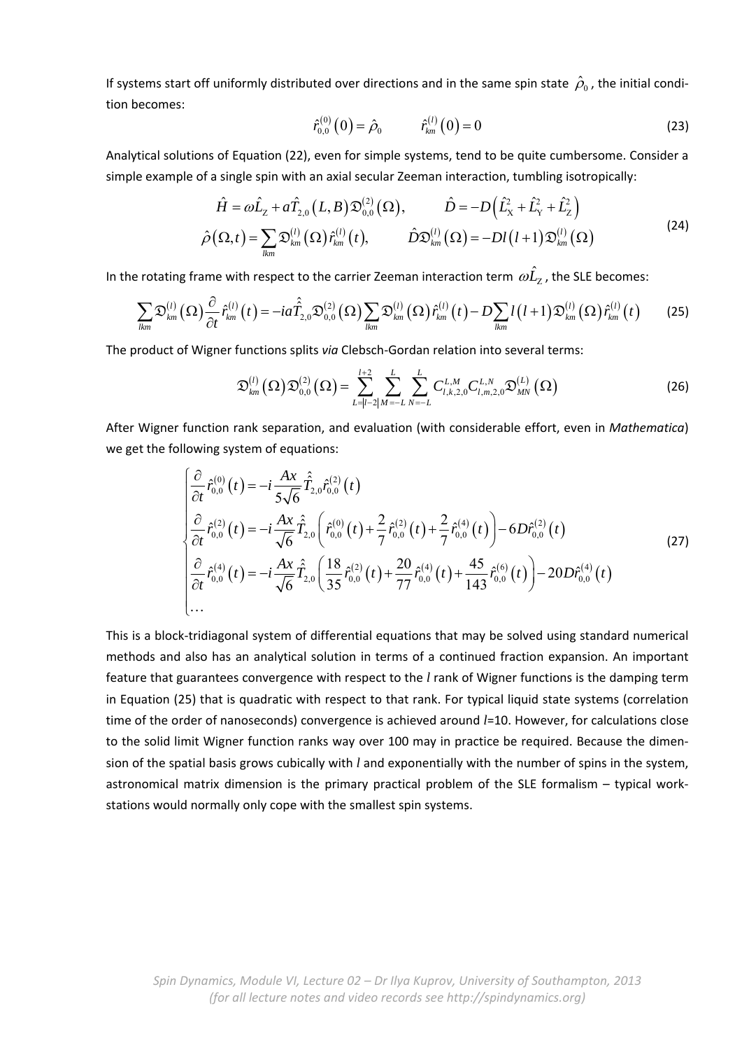If systems start off uniformly distributed over directions and in the same spin state $\hat{\rho}_0$, the initial condition becomes:

$$\hat{r}_{0,0}^{(0)}(0) = \hat{\rho}_0 \qquad \hat{r}_{km}^{(l)}(0) = 0 \tag{23}$$

Analytical solutions of Equation (22), even for simple systems, tend to be quite cumbersome. Consider a simple example of a single spin with an axial secular Zeeman interaction, tumbling isotropically:

$$\begin{aligned} \hat{H} &= \omega \hat{L}_Z + a\hat{T}_{2,0}(L,B)\mathfrak{D}_{0,0}^{(2)}(\Omega), \qquad & \hat{D} &= -D\left(\hat{L}_X^2 + \hat{L}_Y^2 + \hat{L}_Z^2\right) \\ \hat{\rho}(\Omega,t) &= \sum_{lkm} \mathfrak{D}_{km}^{(l)}(\Omega)\hat{r}_{km}^{(l)}(t), \qquad & \hat{D}\mathfrak{D}_{km}^{(l)}(\Omega) &= -Dl(l+1)\mathfrak{D}_{km}^{(l)}(\Omega) \end{aligned} \tag{24}$$

In the rotating frame with respect to the carrier Zeeman interaction term $\omega\hat{L}_Z$, the SLE becomes:

$$\sum_{lkm} \mathfrak{D}_{km}^{(l)}(\Omega)\frac{\partial}{\partial t}\hat{r}_{km}^{(l)}(t) = -ia\hat{\hat{T}}_{2,0}\mathfrak{D}_{0,0}^{(2)}(\Omega)\sum_{lkm}\mathfrak{D}_{km}^{(l)}(\Omega)\hat{r}_{km}^{(l)}(t) - D\sum_{lkm} l(l+1)\mathfrak{D}_{km}^{(l)}(\Omega)\hat{r}_{km}^{(l)}(t) \tag{25}$$

The product of Wigner functions splits *via* Clebsch-Gordan relation into several terms:

$$\mathfrak{D}_{km}^{(l)}(\Omega)\mathfrak{D}_{0,0}^{(2)}(\Omega) = \sum_{L=|l-2|}^{l+2}\sum_{M=-L}^{L}\sum_{N=-L}^{L} C_{l,k,2,0}^{L,M}C_{l,m,2,0}^{L,N}\mathfrak{D}_{MN}^{(L)}(\Omega) \tag{26}$$

After Wigner function rank separation, and evaluation (with considerable effort, even in *Mathematica*) we get the following system of equations:

$$\begin{cases} \dfrac{\partial}{\partial t}\hat{r}_{0,0}^{(0)}(t) = -i\dfrac{Ax}{5\sqrt{6}}\hat{\hat{T}}_{2,0}\hat{r}_{0,0}^{(2)}(t) \\ \dfrac{\partial}{\partial t}\hat{r}_{0,0}^{(2)}(t) = -i\dfrac{Ax}{\sqrt{6}}\hat{\hat{T}}_{2,0}\left(\hat{r}_{0,0}^{(0)}(t) + \dfrac{2}{7}\hat{r}_{0,0}^{(2)}(t) + \dfrac{2}{7}\hat{r}_{0,0}^{(4)}(t)\right) - 6D\hat{r}_{0,0}^{(2)}(t) \\ \dfrac{\partial}{\partial t}\hat{r}_{0,0}^{(4)}(t) = -i\dfrac{Ax}{\sqrt{6}}\hat{\hat{T}}_{2,0}\left(\dfrac{18}{35}\hat{r}_{0,0}^{(2)}(t) + \dfrac{20}{77}\hat{r}_{0,0}^{(4)}(t) + \dfrac{45}{143}\hat{r}_{0,0}^{(6)}(t)\right) - 20D\hat{r}_{0,0}^{(4)}(t) \\ \dots \end{cases} \tag{27}$$

This is a block-tridiagonal system of differential equations that may be solved using standard numerical methods and also has an analytical solution in terms of a continued fraction expansion. An important feature that guarantees convergence with respect to the $l$ rank of Wigner functions is the damping term in Equation (25) that is quadratic with respect to that rank. For typical liquid state systems (correlation time of the order of nanoseconds) convergence is achieved around $l$=10. However, for calculations close to the solid limit Wigner function ranks way over 100 may in practice be required. Because the dimension of the spatial basis grows cubically with $l$ and exponentially with the number of spins in the system, astronomical matrix dimension is the primary practical problem of the SLE formalism – typical workstations would normally only cope with the smallest spin systems.